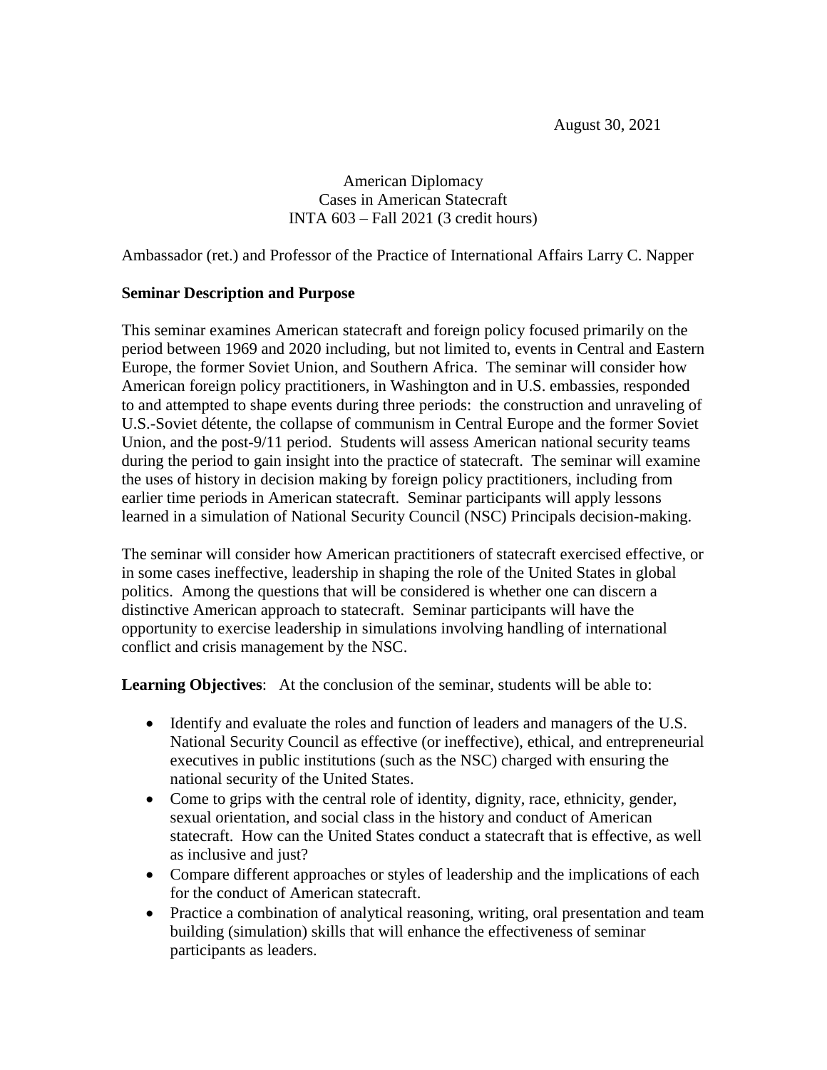August 30, 2021

American Diplomacy
Cases in American Statecraft
INTA 603 – Fall 2021 (3 credit hours)

Ambassador (ret.) and Professor of the Practice of International Affairs Larry C. Napper

**Seminar Description and Purpose**

This seminar examines American statecraft and foreign policy focused primarily on the period between 1969 and 2020 including, but not limited to, events in Central and Eastern Europe, the former Soviet Union, and Southern Africa. The seminar will consider how American foreign policy practitioners, in Washington and in U.S. embassies, responded to and attempted to shape events during three periods: the construction and unraveling of U.S.-Soviet détente, the collapse of communism in Central Europe and the former Soviet Union, and the post-9/11 period. Students will assess American national security teams during the period to gain insight into the practice of statecraft. The seminar will examine the uses of history in decision making by foreign policy practitioners, including from earlier time periods in American statecraft. Seminar participants will apply lessons learned in a simulation of National Security Council (NSC) Principals decision-making.

The seminar will consider how American practitioners of statecraft exercised effective, or in some cases ineffective, leadership in shaping the role of the United States in global politics. Among the questions that will be considered is whether one can discern a distinctive American approach to statecraft. Seminar participants will have the opportunity to exercise leadership in simulations involving handling of international conflict and crisis management by the NSC.

**Learning Objectives**: At the conclusion of the seminar, students will be able to:

- Identify and evaluate the roles and function of leaders and managers of the U.S. National Security Council as effective (or ineffective), ethical, and entrepreneurial executives in public institutions (such as the NSC) charged with ensuring the national security of the United States.
- Come to grips with the central role of identity, dignity, race, ethnicity, gender, sexual orientation, and social class in the history and conduct of American statecraft. How can the United States conduct a statecraft that is effective, as well as inclusive and just?
- Compare different approaches or styles of leadership and the implications of each for the conduct of American statecraft.
- Practice a combination of analytical reasoning, writing, oral presentation and team building (simulation) skills that will enhance the effectiveness of seminar participants as leaders.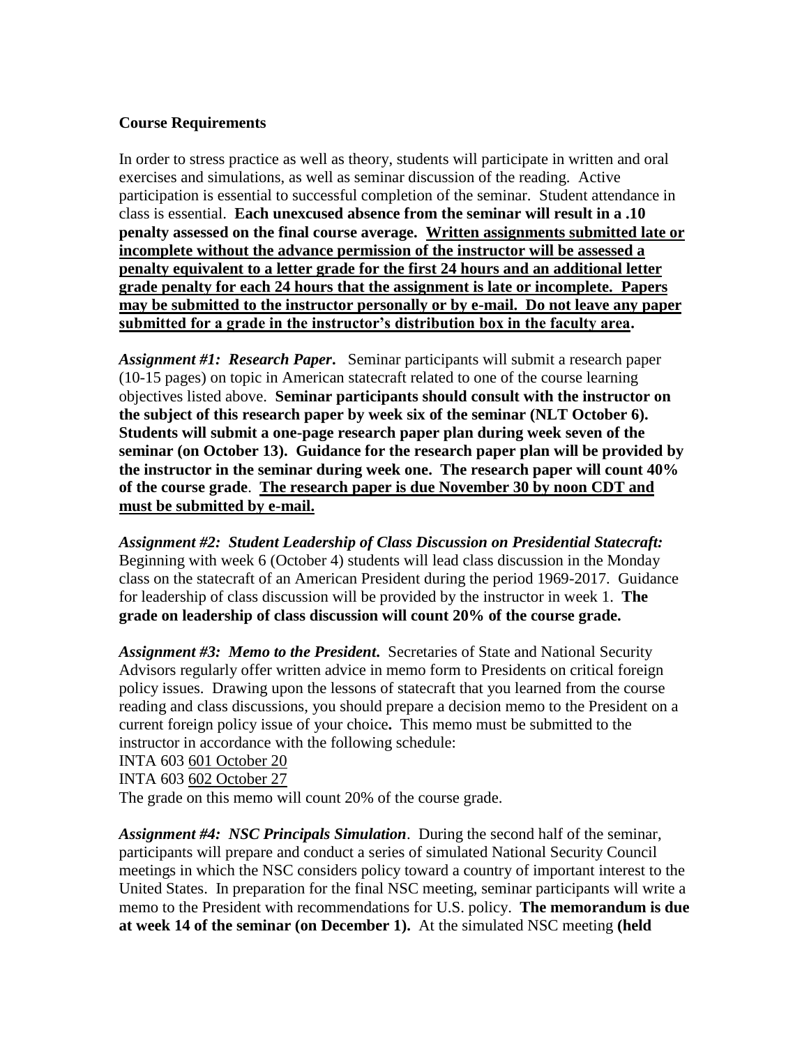**Course Requirements**

In order to stress practice as well as theory, students will participate in written and oral exercises and simulations, as well as seminar discussion of the reading. Active participation is essential to successful completion of the seminar. Student attendance in class is essential. **Each unexcused absence from the seminar will result in a .10 penalty assessed on the final course average. <u>Written assignments submitted late or incomplete without the advance permission of the instructor will be assessed a penalty equivalent to a letter grade for the first 24 hours and an additional letter grade penalty for each 24 hours that the assignment is late or incomplete. Papers may be submitted to the instructor personally or by e-mail. Do not leave any paper submitted for a grade in the instructor's distribution box in the faculty area</u>.**

***Assignment #1: Research Paper***. Seminar participants will submit a research paper (10-15 pages) on topic in American statecraft related to one of the course learning objectives listed above. **Seminar participants should consult with the instructor on the subject of this research paper by week six of the seminar (NLT October 6). Students will submit a one-page research paper plan during week seven of the seminar (on October 13). Guidance for the research paper plan will be provided by the instructor in the seminar during week one. The research paper will count 40% of the course grade**. **<u>The research paper is due November 30 by noon CDT and must be submitted by e-mail.</u>**

***Assignment #2: Student Leadership of Class Discussion on Presidential Statecraft:*** Beginning with week 6 (October 4) students will lead class discussion in the Monday class on the statecraft of an American President during the period 1969-2017. Guidance for leadership of class discussion will be provided by the instructor in week 1. **The grade on leadership of class discussion will count 20% of the course grade.**

***Assignment #3: Memo to the President.*** Secretaries of State and National Security Advisors regularly offer written advice in memo form to Presidents on critical foreign policy issues. Drawing upon the lessons of statecraft that you learned from the course reading and class discussions, you should prepare a decision memo to the President on a current foreign policy issue of your choice**.** This memo must be submitted to the instructor in accordance with the following schedule:

INTA 603 <u>601 October 20</u>
INTA 603 <u>602 October 27</u>

The grade on this memo will count 20% of the course grade.

***Assignment #4: NSC Principals Simulation***. During the second half of the seminar, participants will prepare and conduct a series of simulated National Security Council meetings in which the NSC considers policy toward a country of important interest to the United States. In preparation for the final NSC meeting, seminar participants will write a memo to the President with recommendations for U.S. policy. **The memorandum is due at week 14 of the seminar (on December 1).** At the simulated NSC meeting **(held**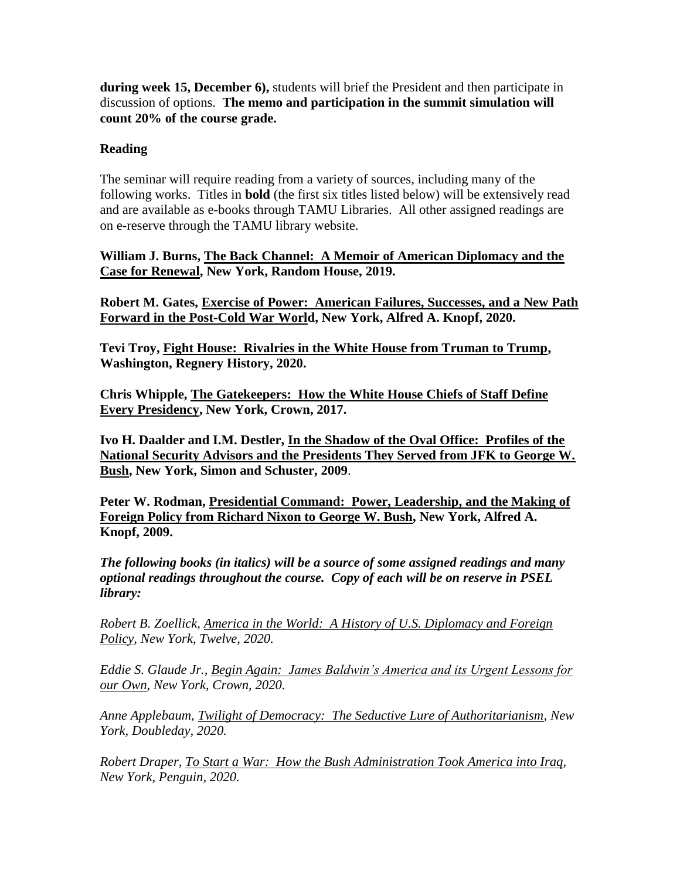**during week 15, December 6),** students will brief the President and then participate in discussion of options. **The memo and participation in the summit simulation will count 20% of the course grade.**

**Reading**

The seminar will require reading from a variety of sources, including many of the following works. Titles in **bold** (the first six titles listed below) will be extensively read and are available as e-books through TAMU Libraries. All other assigned readings are on e-reserve through the TAMU library website.

**William J. Burns, <u>The Back Channel: A Memoir of American Diplomacy and the Case for Renewal</u>, New York, Random House, 2019.**

**Robert M. Gates, <u>Exercise of Power: American Failures, Successes, and a New Path Forward in the Post-Cold War World</u>, New York, Alfred A. Knopf, 2020.**

**Tevi Troy, <u>Fight House: Rivalries in the White House from Truman to Trump</u>, Washington, Regnery History, 2020.**

**Chris Whipple, <u>The Gatekeepers: How the White House Chiefs of Staff Define Every Presidency</u>, New York, Crown, 2017.**

**Ivo H. Daalder and I.M. Destler, <u>In the Shadow of the Oval Office: Profiles of the National Security Advisors and the Presidents They Served from JFK to George W. Bush</u>, New York, Simon and Schuster, 2009**.

**Peter W. Rodman, <u>Presidential Command: Power, Leadership, and the Making of Foreign Policy from Richard Nixon to George W. Bush</u>, New York, Alfred A. Knopf, 2009.**

***The following books (in italics) will be a source of some assigned readings and many optional readings throughout the course. Copy of each will be on reserve in PSEL library:***

*Robert B. Zoellick, <u>America in the World: A History of U.S. Diplomacy and Foreign Policy</u>, New York, Twelve, 2020.*

*Eddie S. Glaude Jr., <u>Begin Again: James Baldwin's America and its Urgent Lessons for our Own</u>, New York, Crown, 2020.*

*Anne Applebaum, <u>Twilight of Democracy: The Seductive Lure of Authoritarianism</u>, New York, Doubleday, 2020.*

*Robert Draper, <u>To Start a War: How the Bush Administration Took America into Iraq</u>, New York, Penguin, 2020.*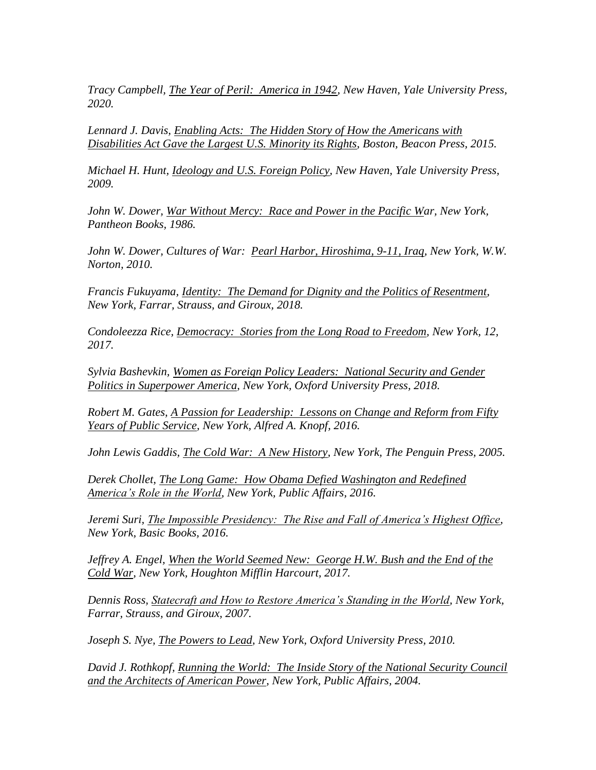*Tracy Campbell, The Year of Peril: America in 1942, New Haven, Yale University Press, 2020.*

*Lennard J. Davis, Enabling Acts: The Hidden Story of How the Americans with Disabilities Act Gave the Largest U.S. Minority its Rights, Boston, Beacon Press, 2015.*

*Michael H. Hunt, Ideology and U.S. Foreign Policy, New Haven, Yale University Press, 2009.*

*John W. Dower, War Without Mercy: Race and Power in the Pacific War, New York, Pantheon Books, 1986.*

*John W. Dower, Cultures of War: Pearl Harbor, Hiroshima, 9-11, Iraq, New York, W.W. Norton, 2010.*

*Francis Fukuyama, Identity: The Demand for Dignity and the Politics of Resentment, New York, Farrar, Strauss, and Giroux, 2018.*

*Condoleezza Rice, Democracy: Stories from the Long Road to Freedom, New York, 12, 2017.*

*Sylvia Bashevkin, Women as Foreign Policy Leaders: National Security and Gender Politics in Superpower America, New York, Oxford University Press, 2018.*

*Robert M. Gates, A Passion for Leadership: Lessons on Change and Reform from Fifty Years of Public Service, New York, Alfred A. Knopf, 2016.*

*John Lewis Gaddis, The Cold War: A New History, New York, The Penguin Press, 2005.*

*Derek Chollet, The Long Game: How Obama Defied Washington and Redefined America's Role in the World, New York, Public Affairs, 2016.*

*Jeremi Suri, The Impossible Presidency: The Rise and Fall of America's Highest Office, New York, Basic Books, 2016.*

*Jeffrey A. Engel, When the World Seemed New: George H.W. Bush and the End of the Cold War, New York, Houghton Mifflin Harcourt, 2017.*

*Dennis Ross, Statecraft and How to Restore America's Standing in the World, New York, Farrar, Strauss, and Giroux, 2007.*

*Joseph S. Nye, The Powers to Lead, New York, Oxford University Press, 2010.*

*David J. Rothkopf, Running the World: The Inside Story of the National Security Council and the Architects of American Power, New York, Public Affairs, 2004.*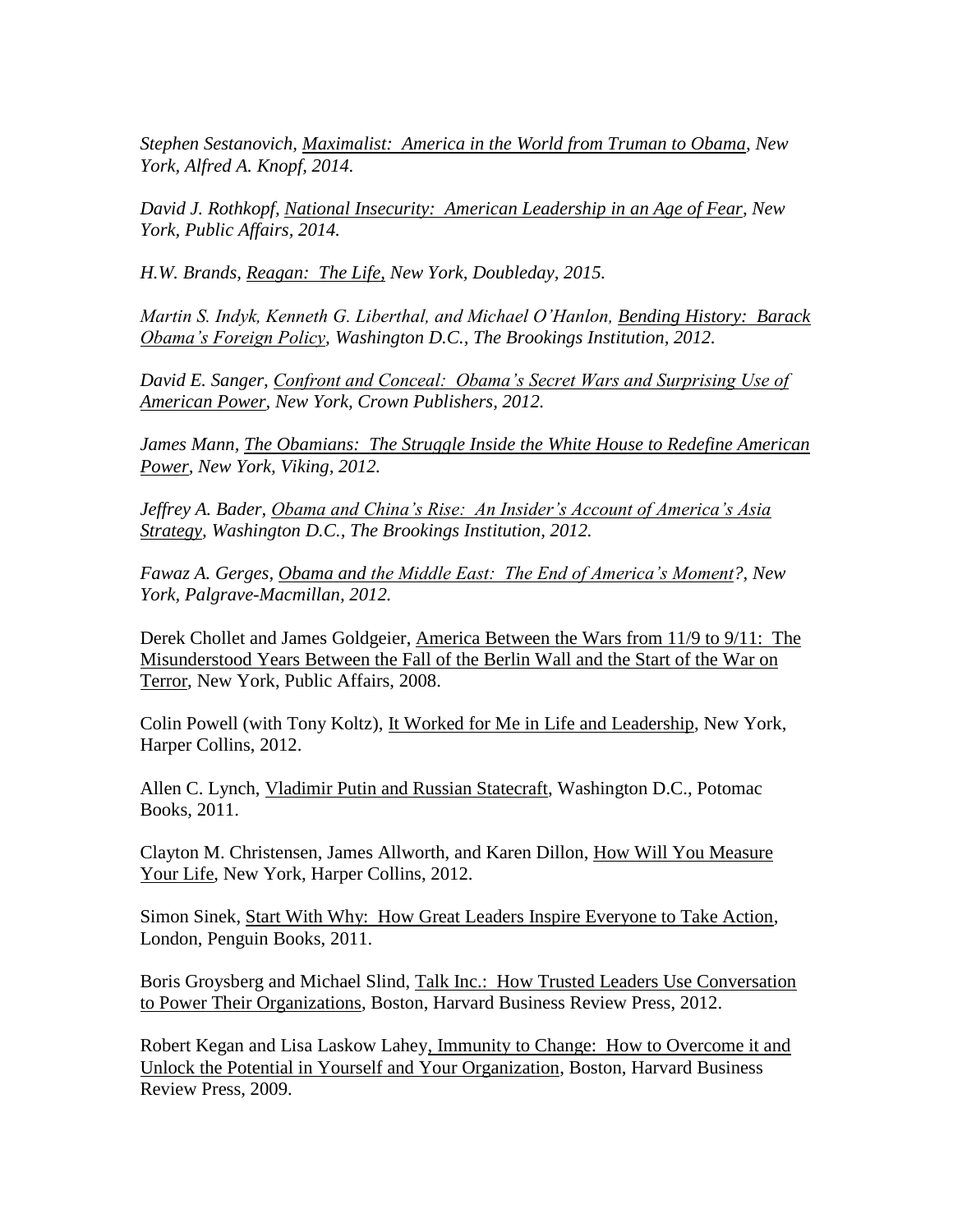*Stephen Sestanovich, <u>Maximalist: America in the World from Truman to Obama</u>, New York, Alfred A. Knopf, 2014.*

*David J. Rothkopf, <u>National Insecurity: American Leadership in an Age of Fear</u>, New York, Public Affairs, 2014.*

*H.W. Brands, <u>Reagan: The Life</u>, New York, Doubleday, 2015.*

*Martin S. Indyk, Kenneth G. Liberthal, and Michael O'Hanlon, <u>Bending History: Barack Obama's Foreign Policy</u>, Washington D.C., The Brookings Institution, 2012.*

*David E. Sanger, <u>Confront and Conceal: Obama's Secret Wars and Surprising Use of American Power</u>, New York, Crown Publishers, 2012.*

*James Mann, <u>The Obamians: The Struggle Inside the White House to Redefine American Power</u>, New York, Viking, 2012.*

*Jeffrey A. Bader, <u>Obama and China's Rise: An Insider's Account of America's Asia Strategy</u>, Washington D.C., The Brookings Institution, 2012.*

*Fawaz A. Gerges, <u>Obama and the Middle East: The End of America's Moment</u>?, New York, Palgrave-Macmillan, 2012.*

Derek Chollet and James Goldgeier, <u>America Between the Wars from 11/9 to 9/11: The Misunderstood Years Between the Fall of the Berlin Wall and the Start of the War on Terror</u>, New York, Public Affairs, 2008.

Colin Powell (with Tony Koltz), <u>It Worked for Me in Life and Leadership</u>, New York, Harper Collins, 2012.

Allen C. Lynch, <u>Vladimir Putin and Russian Statecraft</u>, Washington D.C., Potomac Books, 2011.

Clayton M. Christensen, James Allworth, and Karen Dillon, <u>How Will You Measure Your Life</u>, New York, Harper Collins, 2012.

Simon Sinek, <u>Start With Why: How Great Leaders Inspire Everyone to Take Action</u>, London, Penguin Books, 2011.

Boris Groysberg and Michael Slind, <u>Talk Inc.: How Trusted Leaders Use Conversation to Power Their Organizations</u>, Boston, Harvard Business Review Press, 2012.

Robert Kegan and Lisa Laskow Lahey, <u>Immunity to Change: How to Overcome it and Unlock the Potential in Yourself and Your Organization</u>, Boston, Harvard Business Review Press, 2009.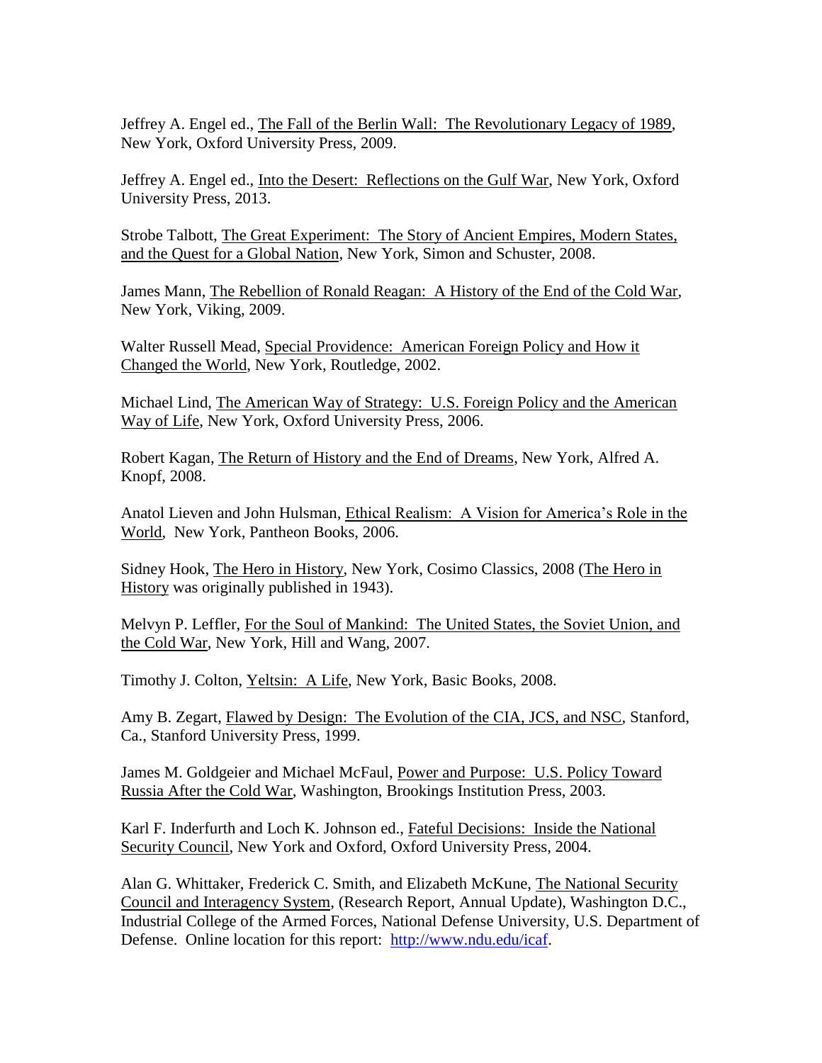Jeffrey A. Engel ed., The Fall of the Berlin Wall: The Revolutionary Legacy of 1989, New York, Oxford University Press, 2009.

Jeffrey A. Engel ed., Into the Desert: Reflections on the Gulf War, New York, Oxford University Press, 2013.

Strobe Talbott, The Great Experiment: The Story of Ancient Empires, Modern States, and the Quest for a Global Nation, New York, Simon and Schuster, 2008.

James Mann, The Rebellion of Ronald Reagan: A History of the End of the Cold War, New York, Viking, 2009.

Walter Russell Mead, Special Providence: American Foreign Policy and How it Changed the World, New York, Routledge, 2002.

Michael Lind, The American Way of Strategy: U.S. Foreign Policy and the American Way of Life, New York, Oxford University Press, 2006.

Robert Kagan, The Return of History and the End of Dreams, New York, Alfred A. Knopf, 2008.

Anatol Lieven and John Hulsman, Ethical Realism: A Vision for America's Role in the World, New York, Pantheon Books, 2006.

Sidney Hook, The Hero in History, New York, Cosimo Classics, 2008 (The Hero in History was originally published in 1943).

Melvyn P. Leffler, For the Soul of Mankind: The United States, the Soviet Union, and the Cold War, New York, Hill and Wang, 2007.

Timothy J. Colton, Yeltsin: A Life, New York, Basic Books, 2008.

Amy B. Zegart, Flawed by Design: The Evolution of the CIA, JCS, and NSC, Stanford, Ca., Stanford University Press, 1999.

James M. Goldgeier and Michael McFaul, Power and Purpose: U.S. Policy Toward Russia After the Cold War, Washington, Brookings Institution Press, 2003.

Karl F. Inderfurth and Loch K. Johnson ed., Fateful Decisions: Inside the National Security Council, New York and Oxford, Oxford University Press, 2004.

Alan G. Whittaker, Frederick C. Smith, and Elizabeth McKune, The National Security Council and Interagency System, (Research Report, Annual Update), Washington D.C., Industrial College of the Armed Forces, National Defense University, U.S. Department of Defense. Online location for this report: http://www.ndu.edu/icaf.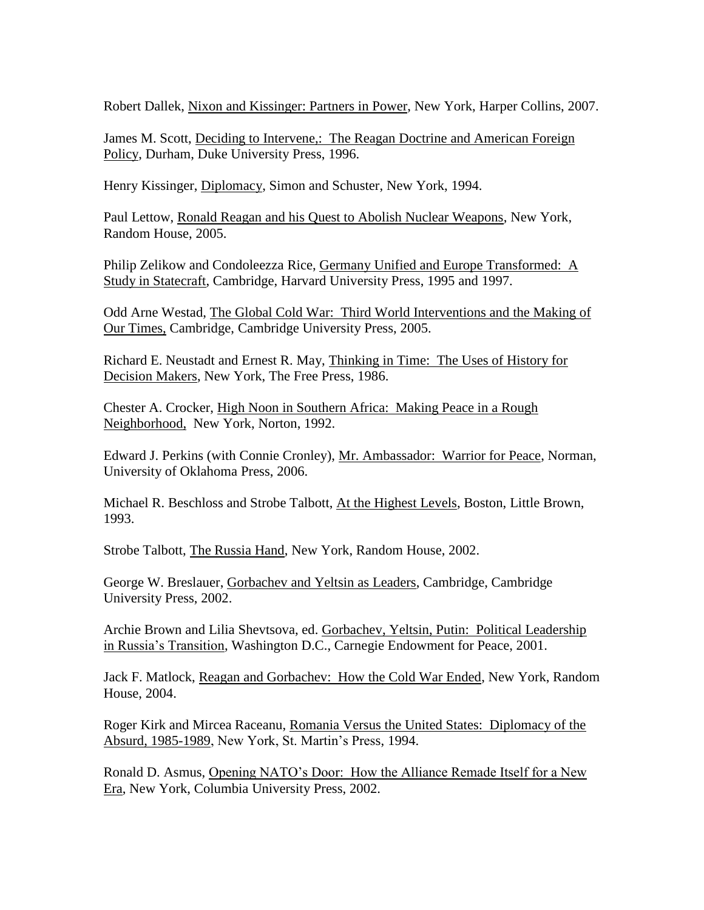Robert Dallek, <u>Nixon and Kissinger: Partners in Power</u>, New York, Harper Collins, 2007.

James M. Scott, <u>Deciding to Intervene,: The Reagan Doctrine and American Foreign Policy</u>, Durham, Duke University Press, 1996.

Henry Kissinger, <u>Diplomacy</u>, Simon and Schuster, New York, 1994.

Paul Lettow, <u>Ronald Reagan and his Quest to Abolish Nuclear Weapons</u>, New York, Random House, 2005.

Philip Zelikow and Condoleezza Rice, <u>Germany Unified and Europe Transformed: A Study in Statecraft</u>, Cambridge, Harvard University Press, 1995 and 1997.

Odd Arne Westad, <u>The Global Cold War: Third World Interventions and the Making of Our Times,</u> Cambridge, Cambridge University Press, 2005.

Richard E. Neustadt and Ernest R. May, <u>Thinking in Time: The Uses of History for Decision Makers</u>, New York, The Free Press, 1986.

Chester A. Crocker, <u>High Noon in Southern Africa: Making Peace in a Rough Neighborhood,</u> New York, Norton, 1992.

Edward J. Perkins (with Connie Cronley), <u>Mr. Ambassador: Warrior for Peace</u>, Norman, University of Oklahoma Press, 2006.

Michael R. Beschloss and Strobe Talbott, <u>At the Highest Levels</u>, Boston, Little Brown, 1993.

Strobe Talbott, <u>The Russia Hand</u>, New York, Random House, 2002.

George W. Breslauer, <u>Gorbachev and Yeltsin as Leaders</u>, Cambridge, Cambridge University Press, 2002.

Archie Brown and Lilia Shevtsova, ed. <u>Gorbachev, Yeltsin, Putin: Political Leadership in Russia's Transition</u>, Washington D.C., Carnegie Endowment for Peace, 2001.

Jack F. Matlock, <u>Reagan and Gorbachev: How the Cold War Ended</u>, New York, Random House, 2004.

Roger Kirk and Mircea Raceanu, <u>Romania Versus the United States: Diplomacy of the Absurd, 1985-1989</u>, New York, St. Martin's Press, 1994.

Ronald D. Asmus, <u>Opening NATO's Door: How the Alliance Remade Itself for a New Era</u>, New York, Columbia University Press, 2002.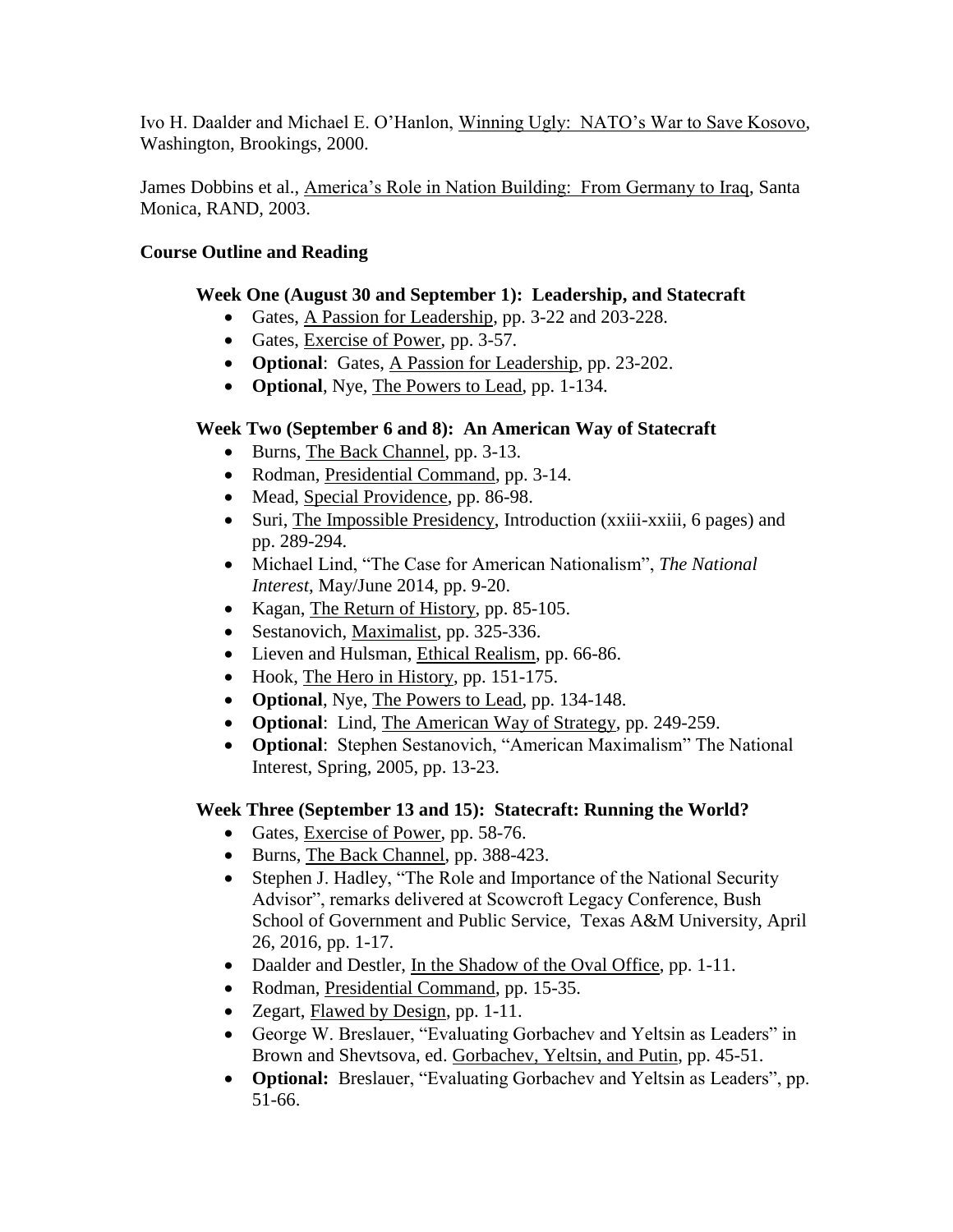Ivo H. Daalder and Michael E. O'Hanlon, Winning Ugly: NATO's War to Save Kosovo, Washington, Brookings, 2000.

James Dobbins et al., America's Role in Nation Building: From Germany to Iraq, Santa Monica, RAND, 2003.

**Course Outline and Reading**

### Week One (August 30 and September 1): Leadership, and Statecraft

- Gates, A Passion for Leadership, pp. 3-22 and 203-228.
- Gates, Exercise of Power, pp. 3-57.
- **Optional**: Gates, A Passion for Leadership, pp. 23-202.
- **Optional**, Nye, The Powers to Lead, pp. 1-134.

### Week Two (September 6 and 8): An American Way of Statecraft

- Burns, The Back Channel, pp. 3-13.
- Rodman, Presidential Command, pp. 3-14.
- Mead, Special Providence, pp. 86-98.
- Suri, The Impossible Presidency, Introduction (xxiii-xxiii, 6 pages) and pp. 289-294.
- Michael Lind, "The Case for American Nationalism", *The National Interest*, May/June 2014, pp. 9-20.
- Kagan, The Return of History, pp. 85-105.
- Sestanovich, Maximalist, pp. 325-336.
- Lieven and Hulsman, Ethical Realism, pp. 66-86.
- Hook, The Hero in History, pp. 151-175.
- **Optional**, Nye, The Powers to Lead, pp. 134-148.
- **Optional**: Lind, The American Way of Strategy, pp. 249-259.
- **Optional**: Stephen Sestanovich, "American Maximalism" The National Interest, Spring, 2005, pp. 13-23.

### Week Three (September 13 and 15): Statecraft: Running the World?

- Gates, Exercise of Power, pp. 58-76.
- Burns, The Back Channel, pp. 388-423.
- Stephen J. Hadley, "The Role and Importance of the National Security Advisor", remarks delivered at Scowcroft Legacy Conference, Bush School of Government and Public Service, Texas A&M University, April 26, 2016, pp. 1-17.
- Daalder and Destler, In the Shadow of the Oval Office, pp. 1-11.
- Rodman, Presidential Command, pp. 15-35.
- Zegart, Flawed by Design, pp. 1-11.
- George W. Breslauer, "Evaluating Gorbachev and Yeltsin as Leaders" in Brown and Shevtsova, ed. Gorbachev, Yeltsin, and Putin, pp. 45-51.
- **Optional:** Breslauer, "Evaluating Gorbachev and Yeltsin as Leaders", pp. 51-66.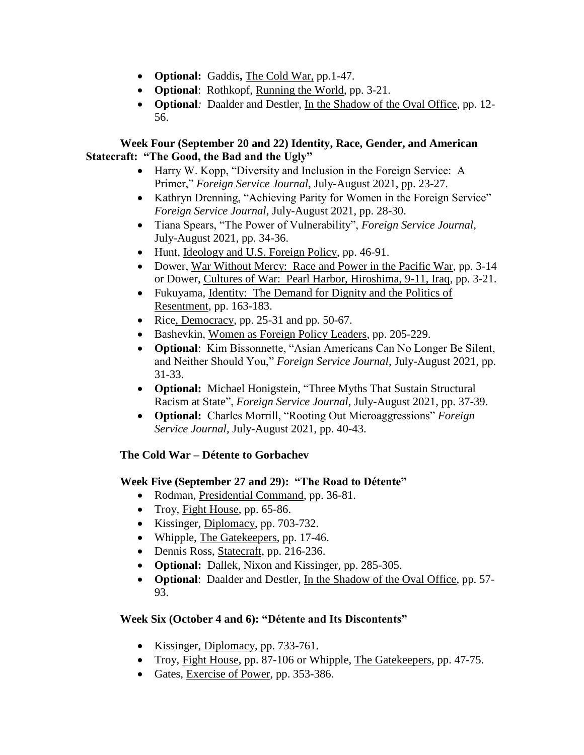- **Optional:** Gaddis**,** The Cold War, pp.1-47.
- **Optional**: Rothkopf, Running the World, pp. 3-21.
- **Optional***:* Daalder and Destler, In the Shadow of the Oval Office, pp. 12-56.

**Week Four (September 20 and 22) Identity, Race, Gender, and American Statecraft: "The Good, the Bad and the Ugly"**

- Harry W. Kopp, "Diversity and Inclusion in the Foreign Service: A Primer," *Foreign Service Journal*, July-August 2021, pp. 23-27.
- Kathryn Drenning, "Achieving Parity for Women in the Foreign Service" *Foreign Service Journal*, July-August 2021, pp. 28-30.
- Tiana Spears, "The Power of Vulnerability", *Foreign Service Journal*, July-August 2021, pp. 34-36.
- Hunt, Ideology and U.S. Foreign Policy, pp. 46-91.
- Dower, War Without Mercy: Race and Power in the Pacific War, pp. 3-14 or Dower, Cultures of War: Pearl Harbor, Hiroshima, 9-11, Iraq, pp. 3-21.
- Fukuyama, Identity: The Demand for Dignity and the Politics of Resentment, pp. 163-183.
- Rice, Democracy, pp. 25-31 and pp. 50-67.
- Bashevkin, Women as Foreign Policy Leaders, pp. 205-229.
- **Optional**: Kim Bissonnette, "Asian Americans Can No Longer Be Silent, and Neither Should You," *Foreign Service Journal*, July-August 2021, pp. 31-33.
- **Optional:** Michael Honigstein, "Three Myths That Sustain Structural Racism at State", *Foreign Service Journal*, July-August 2021, pp. 37-39.
- **Optional:** Charles Morrill, "Rooting Out Microaggressions" *Foreign Service Journal*, July-August 2021, pp. 40-43.

**The Cold War – Détente to Gorbachev**

**Week Five (September 27 and 29): "The Road to Détente"**

- Rodman, Presidential Command, pp. 36-81.
- Troy, Fight House, pp. 65-86.
- Kissinger, Diplomacy, pp. 703-732.
- Whipple, The Gatekeepers, pp. 17-46.
- Dennis Ross, Statecraft, pp. 216-236.
- **Optional:** Dallek, Nixon and Kissinger, pp. 285-305.
- **Optional**: Daalder and Destler, In the Shadow of the Oval Office, pp. 57-93.

**Week Six (October 4 and 6): "Détente and Its Discontents"**

- Kissinger, Diplomacy, pp. 733-761.
- Troy, Fight House, pp. 87-106 or Whipple, The Gatekeepers, pp. 47-75.
- Gates, Exercise of Power, pp. 353-386.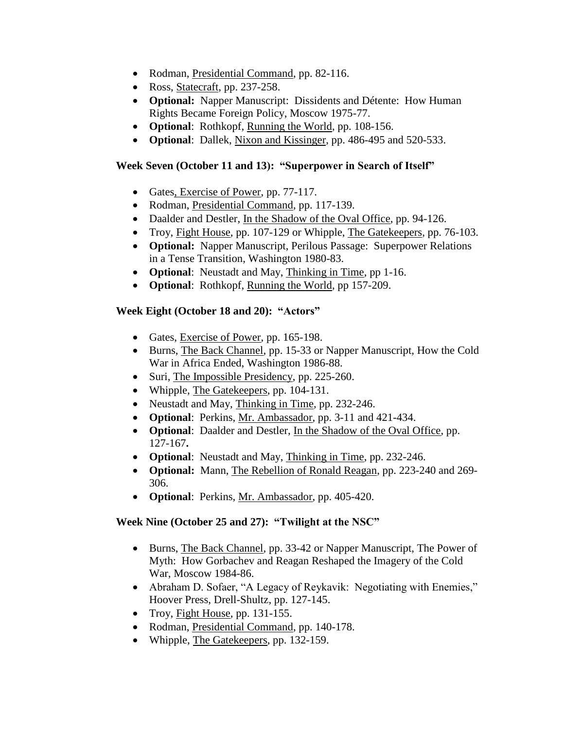- Rodman, Presidential Command, pp. 82-116.
- Ross, Statecraft, pp. 237-258.
- **Optional:** Napper Manuscript: Dissidents and Détente: How Human Rights Became Foreign Policy, Moscow 1975-77.
- **Optional**: Rothkopf, Running the World, pp. 108-156.
- **Optional**: Dallek, Nixon and Kissinger, pp. 486-495 and 520-533.

**Week Seven (October 11 and 13): "Superpower in Search of Itself"**

- Gates, Exercise of Power, pp. 77-117.
- Rodman, Presidential Command, pp. 117-139.
- Daalder and Destler, In the Shadow of the Oval Office, pp. 94-126.
- Troy, Fight House, pp. 107-129 or Whipple, The Gatekeepers, pp. 76-103.
- **Optional:** Napper Manuscript, Perilous Passage: Superpower Relations in a Tense Transition, Washington 1980-83.
- **Optional**: Neustadt and May, Thinking in Time, pp 1-16.
- **Optional**: Rothkopf, Running the World, pp 157-209.

**Week Eight (October 18 and 20): "Actors"**

- Gates, Exercise of Power, pp. 165-198.
- Burns, The Back Channel, pp. 15-33 or Napper Manuscript, How the Cold War in Africa Ended, Washington 1986-88.
- Suri, The Impossible Presidency, pp. 225-260.
- Whipple, The Gatekeepers, pp. 104-131.
- Neustadt and May, Thinking in Time, pp. 232-246.
- **Optional**: Perkins, Mr. Ambassador, pp. 3-11 and 421-434.
- **Optional**: Daalder and Destler, In the Shadow of the Oval Office, pp. 127-167.
- **Optional**: Neustadt and May, Thinking in Time, pp. 232-246.
- **Optional:** Mann, The Rebellion of Ronald Reagan, pp. 223-240 and 269-306.
- **Optional**: Perkins, Mr. Ambassador, pp. 405-420.

**Week Nine (October 25 and 27): "Twilight at the NSC"**

- Burns, The Back Channel, pp. 33-42 or Napper Manuscript, The Power of Myth: How Gorbachev and Reagan Reshaped the Imagery of the Cold War, Moscow 1984-86.
- Abraham D. Sofaer, "A Legacy of Reykavik: Negotiating with Enemies," Hoover Press, Drell-Shultz, pp. 127-145.
- Troy, Fight House, pp. 131-155.
- Rodman, Presidential Command, pp. 140-178.
- Whipple, The Gatekeepers, pp. 132-159.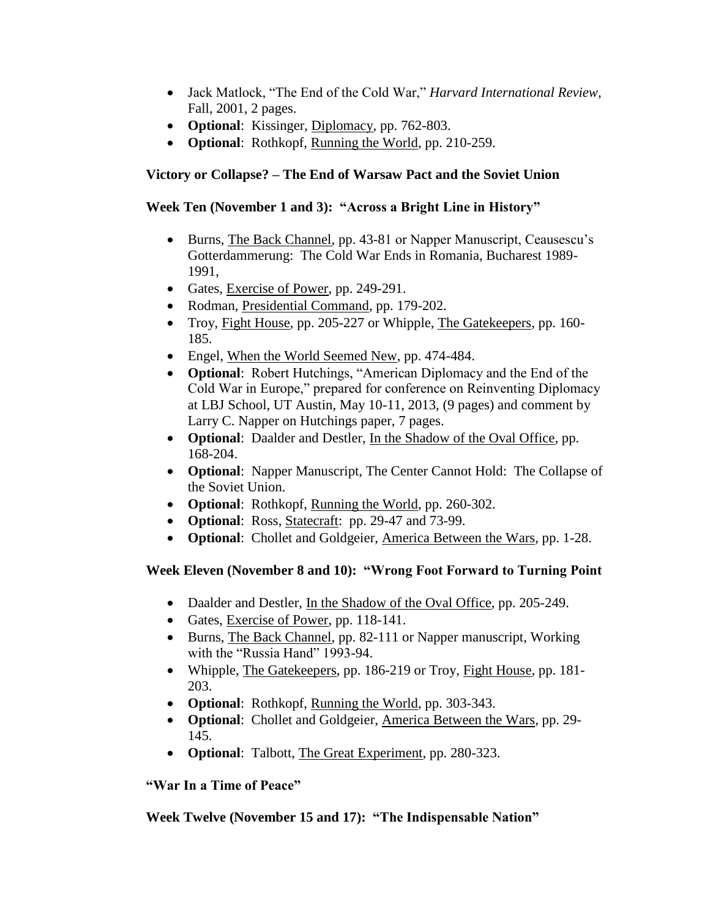- Jack Matlock, "The End of the Cold War," *Harvard International Review*, Fall, 2001, 2 pages.
- **Optional**: Kissinger, Diplomacy, pp. 762-803.
- **Optional**: Rothkopf, Running the World, pp. 210-259.

**Victory or Collapse? – The End of Warsaw Pact and the Soviet Union**

**Week Ten (November 1 and 3): "Across a Bright Line in History"**

- Burns, The Back Channel, pp. 43-81 or Napper Manuscript, Ceausescu's Gotterdammerung: The Cold War Ends in Romania, Bucharest 1989-1991,
- Gates, Exercise of Power, pp. 249-291.
- Rodman, Presidential Command, pp. 179-202.
- Troy, Fight House, pp. 205-227 or Whipple, The Gatekeepers, pp. 160-185.
- Engel, When the World Seemed New, pp. 474-484.
- **Optional**: Robert Hutchings, "American Diplomacy and the End of the Cold War in Europe," prepared for conference on Reinventing Diplomacy at LBJ School, UT Austin, May 10-11, 2013, (9 pages) and comment by Larry C. Napper on Hutchings paper, 7 pages.
- **Optional**: Daalder and Destler, In the Shadow of the Oval Office, pp. 168-204.
- **Optional**: Napper Manuscript, The Center Cannot Hold: The Collapse of the Soviet Union.
- **Optional**: Rothkopf, Running the World, pp. 260-302.
- **Optional**: Ross, Statecraft: pp. 29-47 and 73-99.
- **Optional**: Chollet and Goldgeier, America Between the Wars, pp. 1-28.

**Week Eleven (November 8 and 10): "Wrong Foot Forward to Turning Point**

- Daalder and Destler, In the Shadow of the Oval Office, pp. 205-249.
- Gates, Exercise of Power, pp. 118-141.
- Burns, The Back Channel, pp. 82-111 or Napper manuscript, Working with the "Russia Hand" 1993-94.
- Whipple, The Gatekeepers, pp. 186-219 or Troy, Fight House, pp. 181-203.
- **Optional**: Rothkopf, Running the World, pp. 303-343.
- **Optional**: Chollet and Goldgeier, America Between the Wars, pp. 29-145.
- **Optional**: Talbott, The Great Experiment, pp. 280-323.

**"War In a Time of Peace"**

**Week Twelve (November 15 and 17): "The Indispensable Nation"**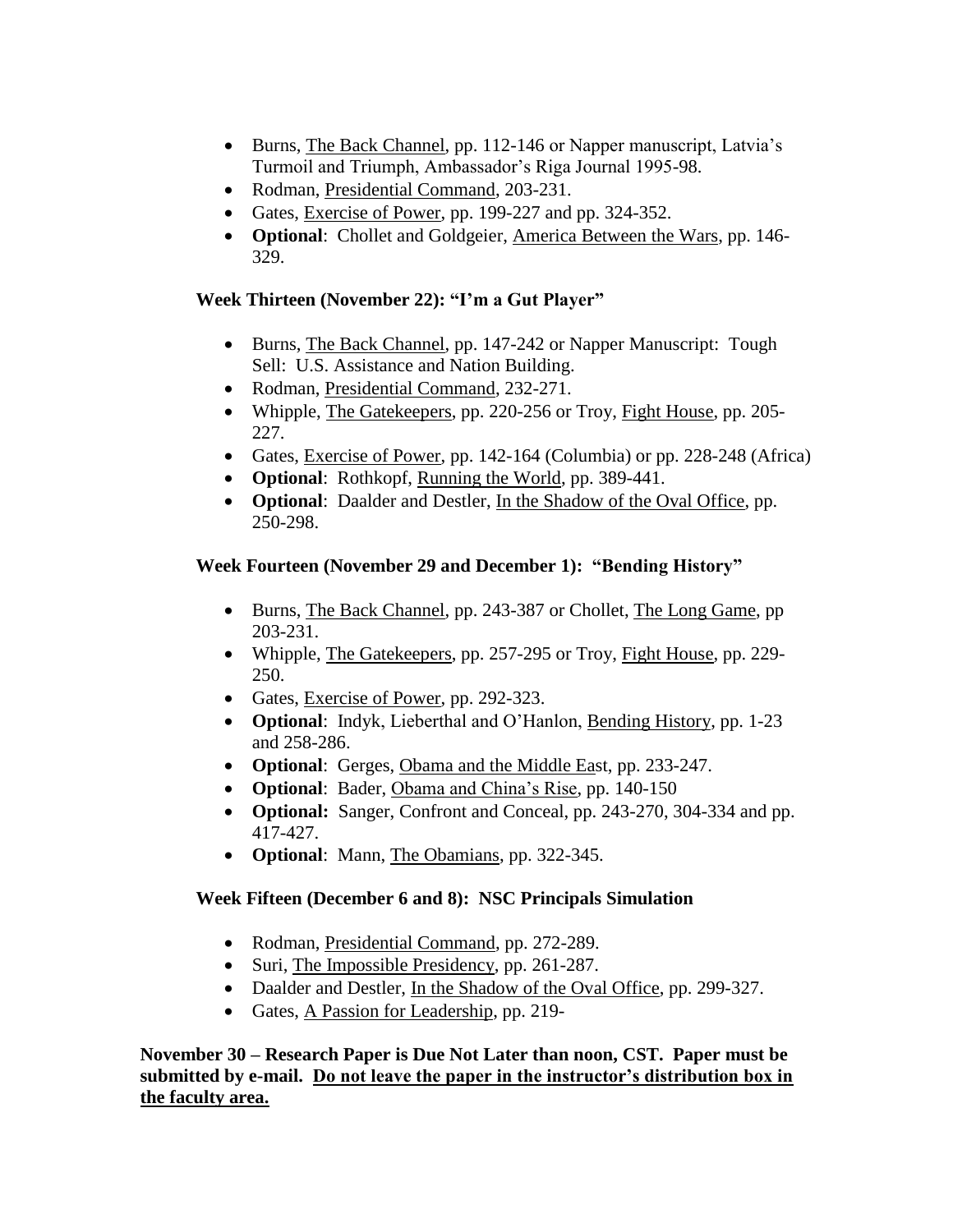- Burns, The Back Channel, pp. 112-146 or Napper manuscript, Latvia's Turmoil and Triumph, Ambassador's Riga Journal 1995-98.
- Rodman, Presidential Command, 203-231.
- Gates, Exercise of Power, pp. 199-227 and pp. 324-352.
- **Optional**: Chollet and Goldgeier, America Between the Wars, pp. 146-329.

**Week Thirteen (November 22): "I'm a Gut Player"**

- Burns, The Back Channel, pp. 147-242 or Napper Manuscript: Tough Sell: U.S. Assistance and Nation Building.
- Rodman, Presidential Command, 232-271.
- Whipple, The Gatekeepers, pp. 220-256 or Troy, Fight House, pp. 205-227.
- Gates, Exercise of Power, pp. 142-164 (Columbia) or pp. 228-248 (Africa)
- **Optional**: Rothkopf, Running the World, pp. 389-441.
- **Optional**: Daalder and Destler, In the Shadow of the Oval Office, pp. 250-298.

**Week Fourteen (November 29 and December 1): "Bending History"**

- Burns, The Back Channel, pp. 243-387 or Chollet, The Long Game, pp 203-231.
- Whipple, The Gatekeepers, pp. 257-295 or Troy, Fight House, pp. 229-250.
- Gates, Exercise of Power, pp. 292-323.
- **Optional**: Indyk, Lieberthal and O'Hanlon, Bending History, pp. 1-23 and 258-286.
- **Optional**: Gerges, Obama and the Middle East, pp. 233-247.
- **Optional**: Bader, Obama and China's Rise, pp. 140-150
- **Optional:** Sanger, Confront and Conceal, pp. 243-270, 304-334 and pp. 417-427.
- **Optional**: Mann, The Obamians, pp. 322-345.

**Week Fifteen (December 6 and 8): NSC Principals Simulation**

- Rodman, Presidential Command, pp. 272-289.
- Suri, The Impossible Presidency, pp. 261-287.
- Daalder and Destler, In the Shadow of the Oval Office, pp. 299-327.
- Gates, A Passion for Leadership, pp. 219-

**November 30 – Research Paper is Due Not Later than noon, CST. Paper must be submitted by e-mail. Do not leave the paper in the instructor's distribution box in the faculty area.**